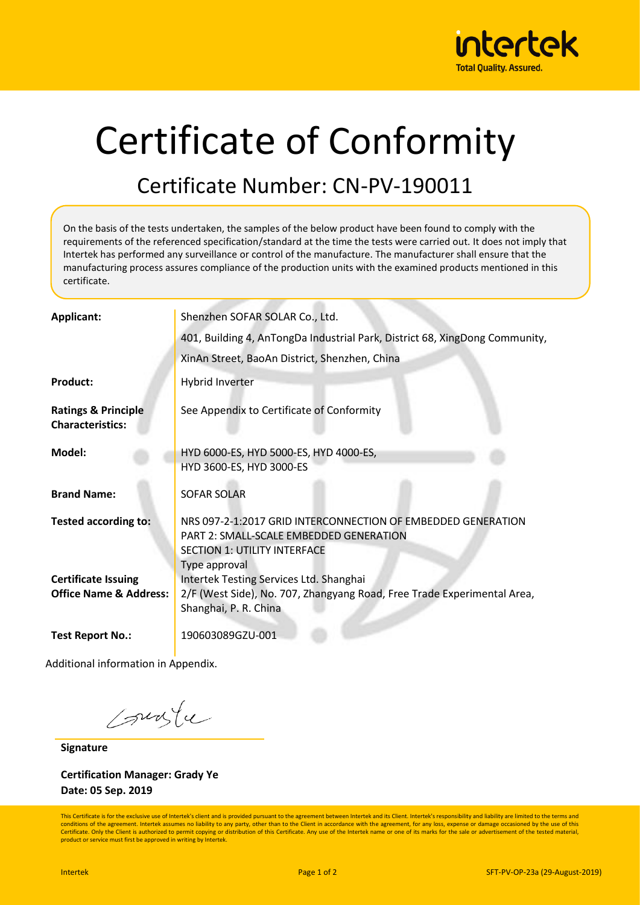# Certificate of Conformity

## Certificate Number: CN-PV-190011

On the basis of the tests undertaken, the samples of the below product have been found to comply with the requirements of the referenced specification/standard at the time the tests were carried out. It does not imply that Intertek has performed any surveillance or control of the manufacture. The manufacturer shall ensure that the manufacturing process assures compliance of the production units with the examined products mentioned in this certificate.

| | |
|---|---|
| **Applicant:** | Shenzhen SOFAR SOLAR Co., Ltd.<br>401, Building 4, AnTongDa Industrial Park, District 68, XingDong Community,<br>XinAn Street, BaoAn District, Shenzhen, China |
| **Product:** | Hybrid Inverter |
| **Ratings & Principle Characteristics:** | See Appendix to Certificate of Conformity |
| **Model:** | HYD 6000-ES, HYD 5000-ES, HYD 4000-ES,<br>HYD 3600-ES, HYD 3000-ES |
| **Brand Name:** | SOFAR SOLAR |
| **Tested according to:** | NRS 097-2-1:2017 GRID INTERCONNECTION OF EMBEDDED GENERATION<br>PART 2: SMALL-SCALE EMBEDDED GENERATION<br>SECTION 1: UTILITY INTERFACE<br>Type approval |
| **Certificate Issuing Office Name & Address:** | Intertek Testing Services Ltd. Shanghai<br>2/F (West Side), No. 707, Zhangyang Road, Free Trade Experimental Area, Shanghai, P. R. China |
| **Test Report No.:** | 190603089GZU-001 |

Additional information in Appendix.

**Signature**

**Certification Manager: Grady Ye**
**Date: 05 Sep. 2019**

This Certificate is for the exclusive use of Intertek's client and is provided pursuant to the agreement between Intertek and its Client. Intertek's responsibility and liability are limited to the terms and conditions of the agreement. Intertek assumes no liability to any party, other than to the Client in accordance with the agreement, for any loss, expense or damage occasioned by the use of this Certificate. Only the Client is authorized to permit copying or distribution of this Certificate. Any use of the Intertek name or one of its marks for the sale or advertisement of the tested material, product or service must first be approved in writing by Intertek.

SFT-PV-OP-23a (29-August-2019)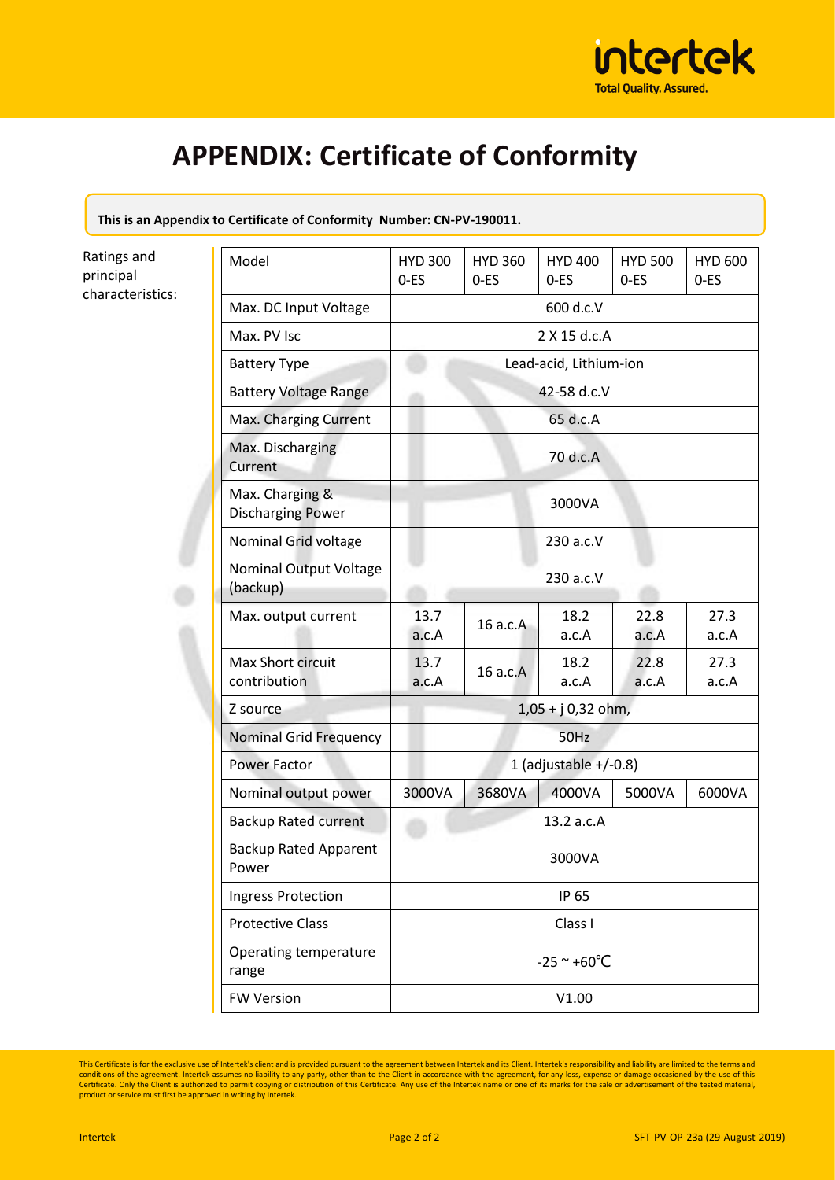# APPENDIX: Certificate of Conformity

**This is an Appendix to Certificate of Conformity Number: CN-PV-190011.**

Ratings and principal characteristics:

| Model | HYD 3000-ES | HYD 3600-ES | HYD 4000-ES | HYD 5000-ES | HYD 6000-ES |
|---|---|---|---|---|---|
| Max. DC Input Voltage | 600 d.c.V | | | | |
| Max. PV Isc | 2 X 15 d.c.A | | | | |
| Battery Type | Lead-acid, Lithium-ion | | | | |
| Battery Voltage Range | 42-58 d.c.V | | | | |
| Max. Charging Current | 65 d.c.A | | | | |
| Max. Discharging Current | 70 d.c.A | | | | |
| Max. Charging & Discharging Power | 3000VA | | | | |
| Nominal Grid voltage | 230 a.c.V | | | | |
| Nominal Output Voltage (backup) | 230 a.c.V | | | | |
| Max. output current | 13.7 a.c.A | 16 a.c.A | 18.2 a.c.A | 22.8 a.c.A | 27.3 a.c.A |
| Max Short circuit contribution | 13.7 a.c.A | 16 a.c.A | 18.2 a.c.A | 22.8 a.c.A | 27.3 a.c.A |
| Z source | 1,05 + j 0,32 ohm, | | | | |
| Nominal Grid Frequency | 50Hz | | | | |
| Power Factor | 1 (adjustable +/-0.8) | | | | |
| Nominal output power | 3000VA | 3680VA | 4000VA | 5000VA | 6000VA |
| Backup Rated current | 13.2 a.c.A | | | | |
| Backup Rated Apparent Power | 3000VA | | | | |
| Ingress Protection | IP 65 | | | | |
| Protective Class | Class I | | | | |
| Operating temperature range | -25 ~ +60℃ | | | | |
| FW Version | V1.00 | | | | |

This Certificate is for the exclusive use of Intertek's client and is provided pursuant to the agreement between Intertek and its Client. Intertek's responsibility and liability are limited to the terms and conditions of the agreement. Intertek assumes no liability to any party, other than to the Client in accordance with the agreement, for any loss, expense or damage occasioned by the use of this Certificate. Only the Client is authorized to permit copying or distribution of this Certificate. Any use of the Intertek name or one of its marks for the sale or advertisement of the tested material, product or service must first be approved in writing by Intertek.

SFT-PV-OP-23a (29-August-2019)